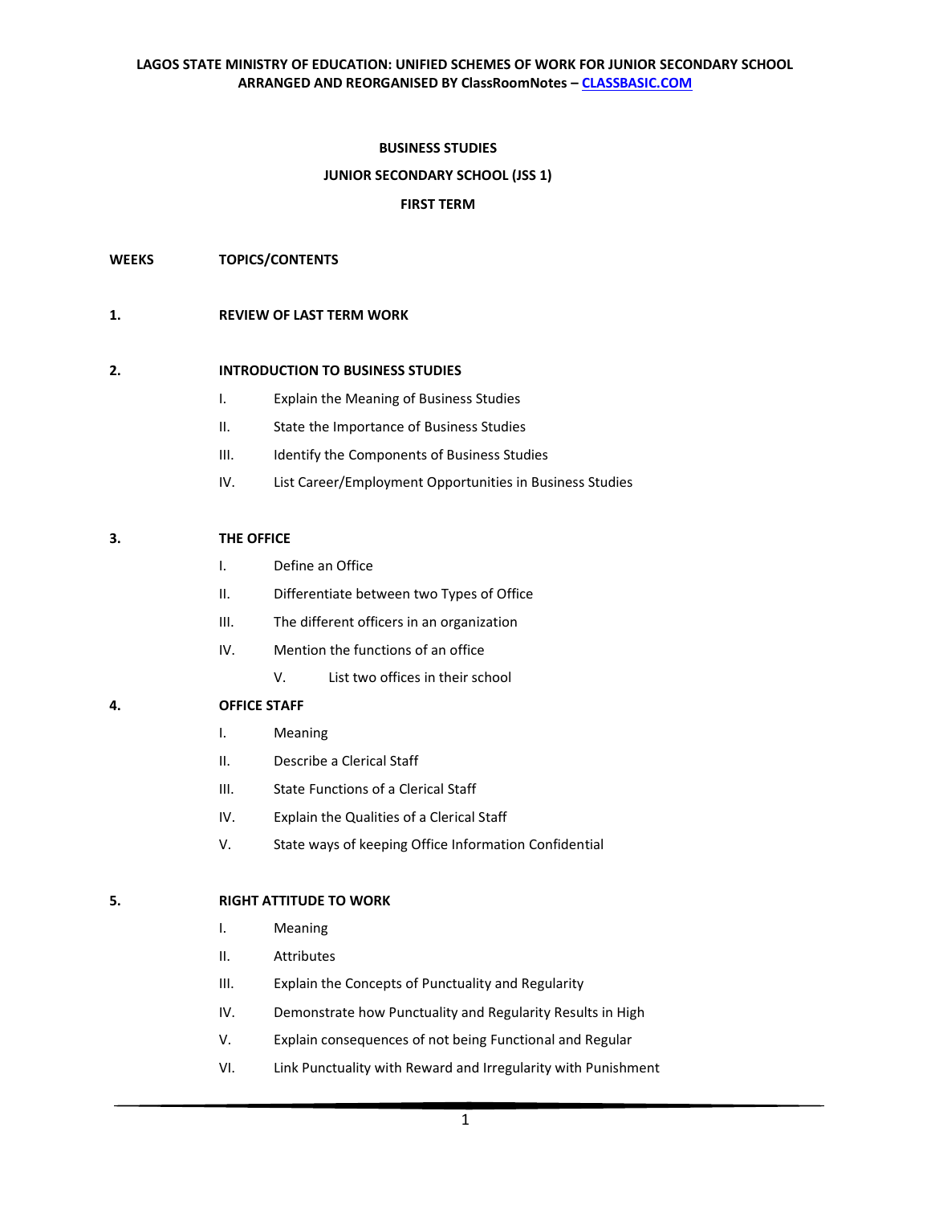LAGOS STATE MINISTRY OF EDUCATION: UNIFIED SCHEMES OF WORK FOR JUNIOR SECONDARY SCHOOL
ARRANGED AND REORGANISED BY ClassRoomNotes – CLASSBASIC.COM

# BUSINESS STUDIES

## JUNIOR SECONDARY SCHOOL (JSS 1)

## FIRST TERM

**WEEKS** **TOPICS/CONTENTS**

**1. REVIEW OF LAST TERM WORK**

**2. INTRODUCTION TO BUSINESS STUDIES**

I. Explain the Meaning of Business Studies

II. State the Importance of Business Studies

III. Identify the Components of Business Studies

IV. List Career/Employment Opportunities in Business Studies

**3. THE OFFICE**

I. Define an Office

II. Differentiate between two Types of Office

III. The different officers in an organization

IV. Mention the functions of an office

V. List two offices in their school

**4. OFFICE STAFF**

I. Meaning

II. Describe a Clerical Staff

III. State Functions of a Clerical Staff

IV. Explain the Qualities of a Clerical Staff

V. State ways of keeping Office Information Confidential

**5. RIGHT ATTITUDE TO WORK**

I. Meaning

II. Attributes

III. Explain the Concepts of Punctuality and Regularity

IV. Demonstrate how Punctuality and Regularity Results in High

V. Explain consequences of not being Functional and Regular

VI. Link Punctuality with Reward and Irregularity with Punishment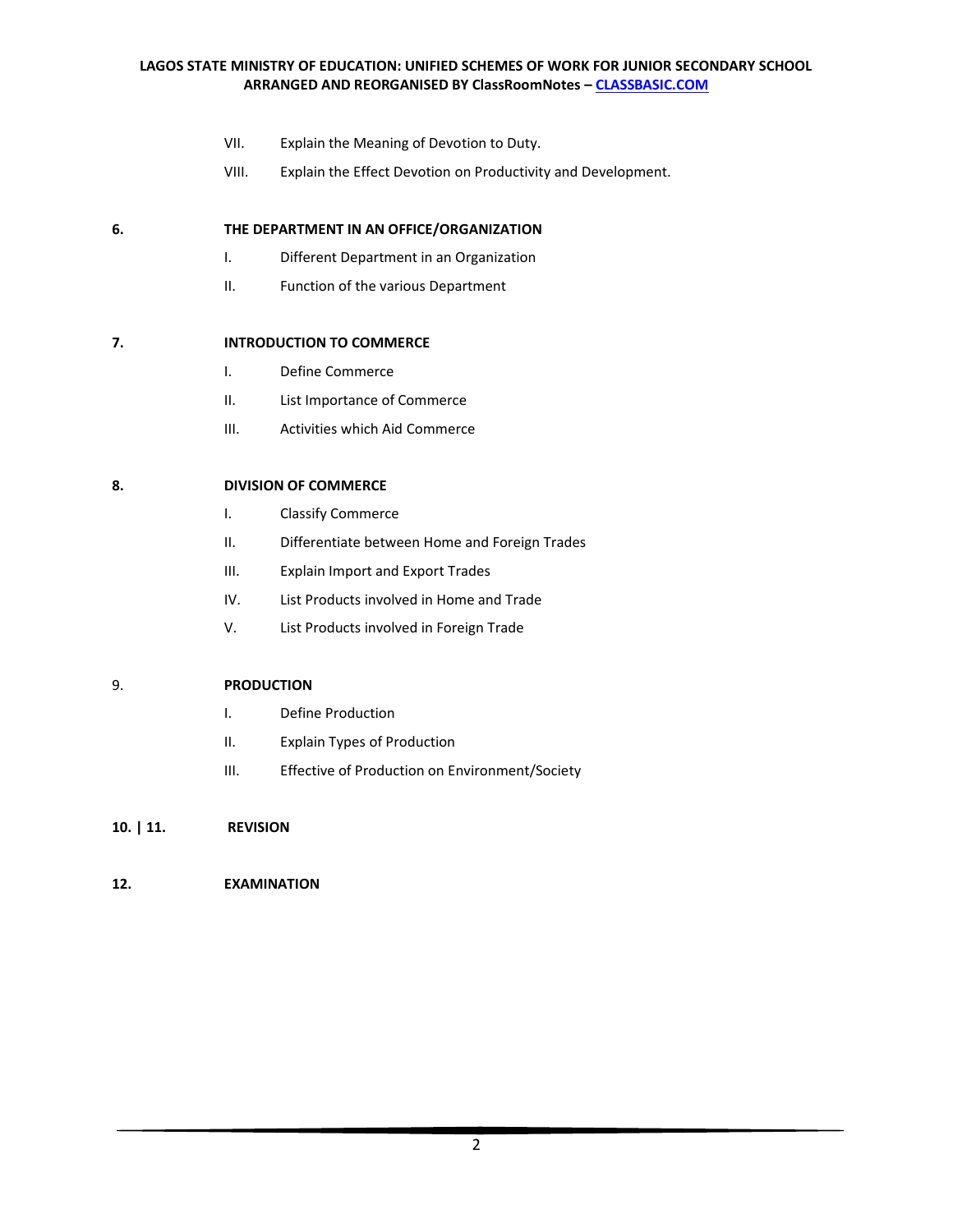VII. Explain the Meaning of Devotion to Duty.

VIII. Explain the Effect Devotion on Productivity and Development.

**6. THE DEPARTMENT IN AN OFFICE/ORGANIZATION**

I. Different Department in an Organization

II. Function of the various Department

**7. INTRODUCTION TO COMMERCE**

I. Define Commerce

II. List Importance of Commerce

III. Activities which Aid Commerce

**8. DIVISION OF COMMERCE**

I. Classify Commerce

II. Differentiate between Home and Foreign Trades

III. Explain Import and Export Trades

IV. List Products involved in Home and Trade

V. List Products involved in Foreign Trade

9. **PRODUCTION**

I. Define Production

II. Explain Types of Production

III. Effective of Production on Environment/Society

**10. | 11. REVISION**

**12. EXAMINATION**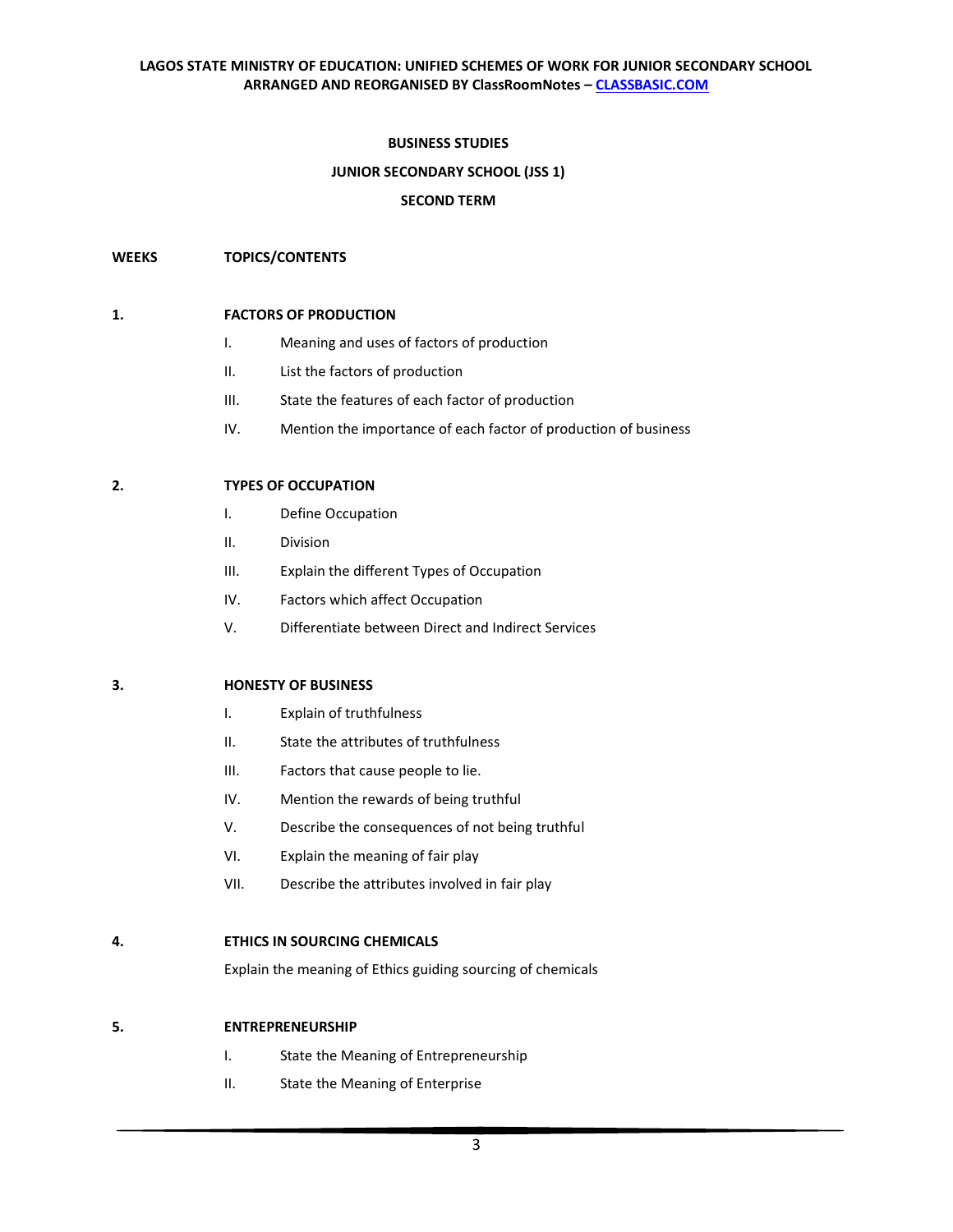**BUSINESS STUDIES**

**JUNIOR SECONDARY SCHOOL (JSS 1)**

**SECOND TERM**

| WEEKS | TOPICS/CONTENTS |
|---|---|
| **1.** | **FACTORS OF PRODUCTION** |
| | I. Meaning and uses of factors of production |
| | II. List the factors of production |
| | III. State the features of each factor of production |
| | IV. Mention the importance of each factor of production of business |
| **2.** | **TYPES OF OCCUPATION** |
| | I. Define Occupation |
| | II. Division |
| | III. Explain the different Types of Occupation |
| | IV. Factors which affect Occupation |
| | V. Differentiate between Direct and Indirect Services |
| **3.** | **HONESTY OF BUSINESS** |
| | I. Explain of truthfulness |
| | II. State the attributes of truthfulness |
| | III. Factors that cause people to lie. |
| | IV. Mention the rewards of being truthful |
| | V. Describe the consequences of not being truthful |
| | VI. Explain the meaning of fair play |
| | VII. Describe the attributes involved in fair play |
| **4.** | **ETHICS IN SOURCING CHEMICALS** |
| | Explain the meaning of Ethics guiding sourcing of chemicals |
| **5.** | **ENTREPRENEURSHIP** |
| | I. State the Meaning of Entrepreneurship |
| | II. State the Meaning of Enterprise |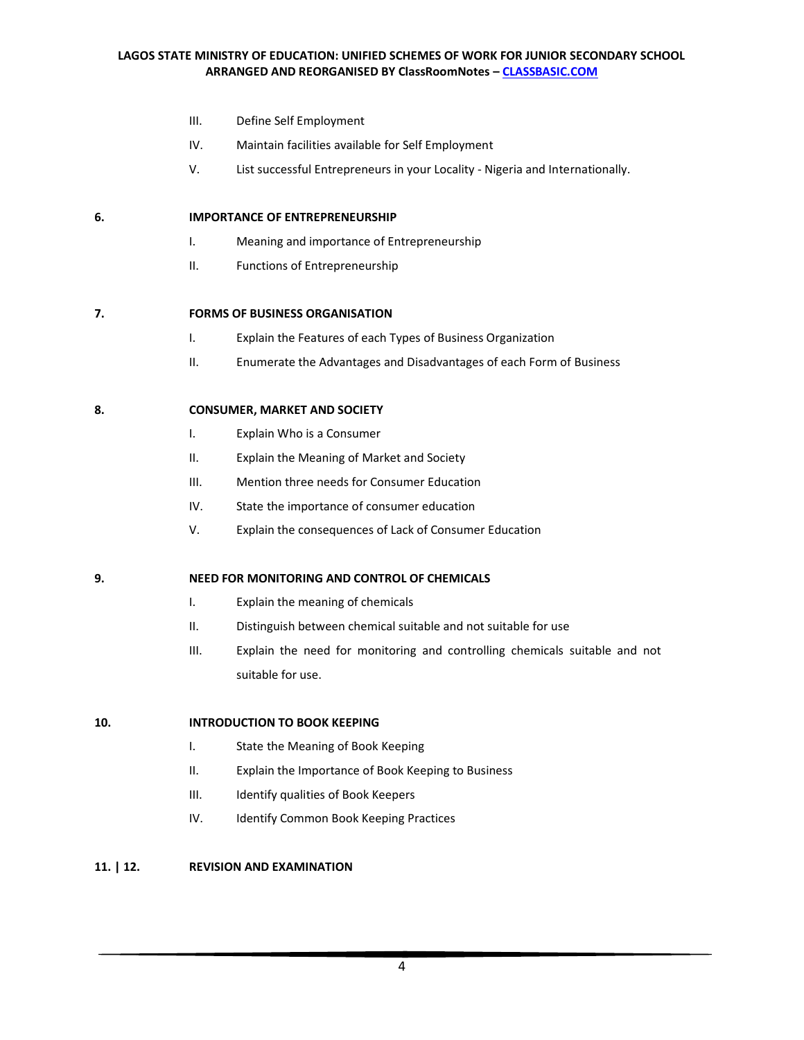III. Define Self Employment

IV. Maintain facilities available for Self Employment

V. List successful Entrepreneurs in your Locality - Nigeria and Internationally.

**6. IMPORTANCE OF ENTREPRENEURSHIP**

I. Meaning and importance of Entrepreneurship

II. Functions of Entrepreneurship

**7. FORMS OF BUSINESS ORGANISATION**

I. Explain the Features of each Types of Business Organization

II. Enumerate the Advantages and Disadvantages of each Form of Business

**8. CONSUMER, MARKET AND SOCIETY**

I. Explain Who is a Consumer

II. Explain the Meaning of Market and Society

III. Mention three needs for Consumer Education

IV. State the importance of consumer education

V. Explain the consequences of Lack of Consumer Education

**9. NEED FOR MONITORING AND CONTROL OF CHEMICALS**

I. Explain the meaning of chemicals

II. Distinguish between chemical suitable and not suitable for use

III. Explain the need for monitoring and controlling chemicals suitable and not suitable for use.

**10. INTRODUCTION TO BOOK KEEPING**

I. State the Meaning of Book Keeping

II. Explain the Importance of Book Keeping to Business

III. Identify qualities of Book Keepers

IV. Identify Common Book Keeping Practices

**11. | 12. REVISION AND EXAMINATION**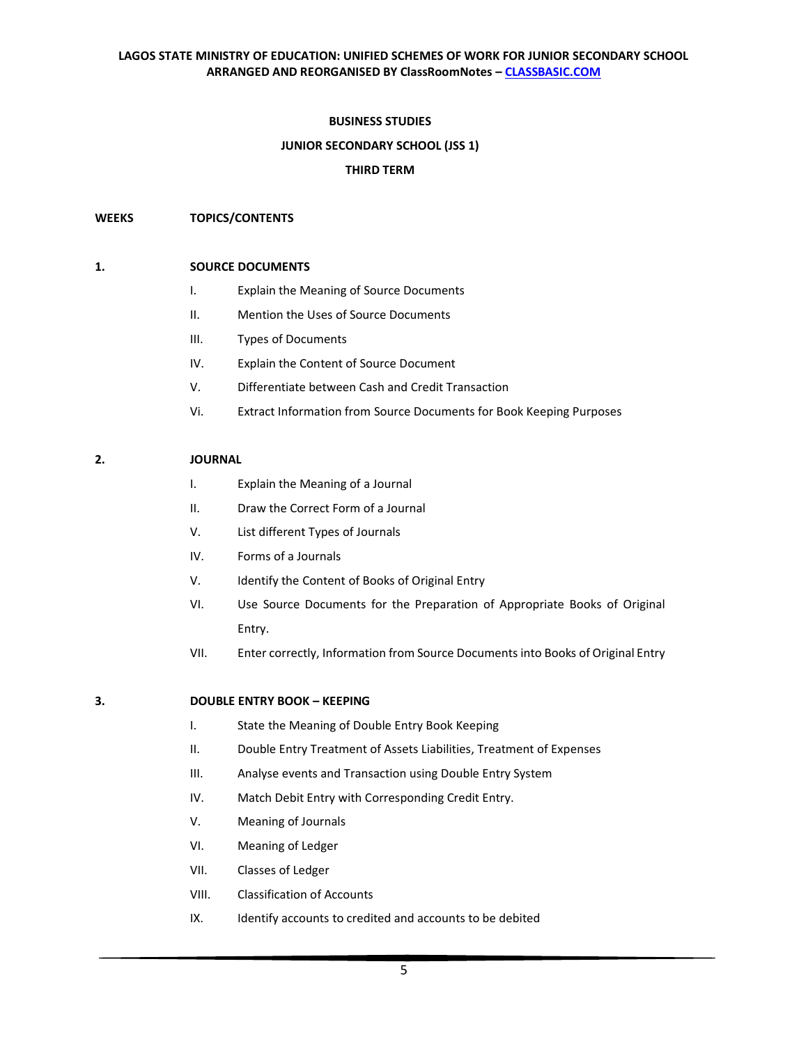**BUSINESS STUDIES**

**JUNIOR SECONDARY SCHOOL (JSS 1)**

**THIRD TERM**

| WEEKS | TOPICS/CONTENTS |
|---|---|
| 1. | **SOURCE DOCUMENTS**<br>I. Explain the Meaning of Source Documents<br>II. Mention the Uses of Source Documents<br>III. Types of Documents<br>IV. Explain the Content of Source Document<br>V. Differentiate between Cash and Credit Transaction<br>Vi. Extract Information from Source Documents for Book Keeping Purposes |
| 2. | **JOURNAL**<br>I. Explain the Meaning of a Journal<br>II. Draw the Correct Form of a Journal<br>V. List different Types of Journals<br>IV. Forms of a Journals<br>V. Identify the Content of Books of Original Entry<br>VI. Use Source Documents for the Preparation of Appropriate Books of Original Entry.<br>VII. Enter correctly, Information from Source Documents into Books of Original Entry |
| 3. | **DOUBLE ENTRY BOOK – KEEPING**<br>I. State the Meaning of Double Entry Book Keeping<br>II. Double Entry Treatment of Assets Liabilities, Treatment of Expenses<br>III. Analyse events and Transaction using Double Entry System<br>IV. Match Debit Entry with Corresponding Credit Entry.<br>V. Meaning of Journals<br>VI. Meaning of Ledger<br>VII. Classes of Ledger<br>VIII. Classification of Accounts<br>IX. Identify accounts to credited and accounts to be debited |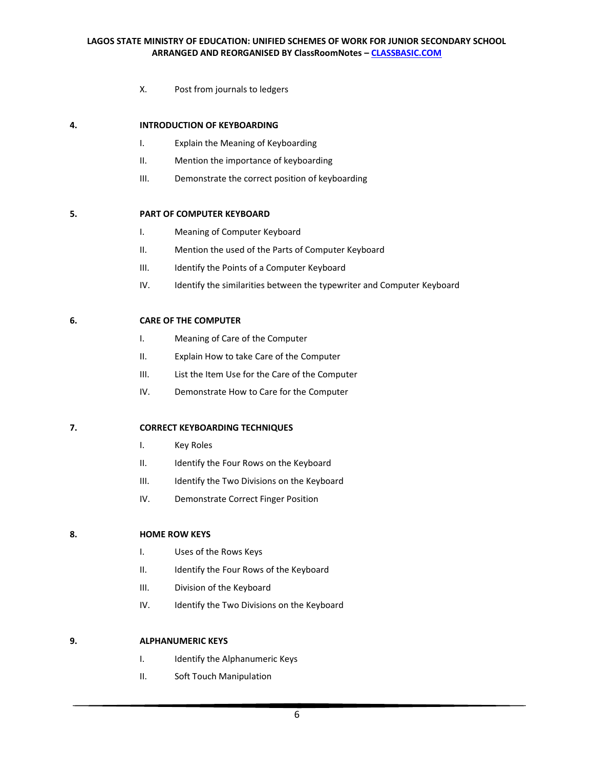X. Post from journals to ledgers

**4. INTRODUCTION OF KEYBOARDING**

I. Explain the Meaning of Keyboarding

II. Mention the importance of keyboarding

III. Demonstrate the correct position of keyboarding

**5. PART OF COMPUTER KEYBOARD**

I. Meaning of Computer Keyboard

II. Mention the used of the Parts of Computer Keyboard

III. Identify the Points of a Computer Keyboard

IV. Identify the similarities between the typewriter and Computer Keyboard

**6. CARE OF THE COMPUTER**

I. Meaning of Care of the Computer

II. Explain How to take Care of the Computer

III. List the Item Use for the Care of the Computer

IV. Demonstrate How to Care for the Computer

**7. CORRECT KEYBOARDING TECHNIQUES**

I. Key Roles

II. Identify the Four Rows on the Keyboard

III. Identify the Two Divisions on the Keyboard

IV. Demonstrate Correct Finger Position

**8. HOME ROW KEYS**

I. Uses of the Rows Keys

II. Identify the Four Rows of the Keyboard

III. Division of the Keyboard

IV. Identify the Two Divisions on the Keyboard

**9. ALPHANUMERIC KEYS**

I. Identify the Alphanumeric Keys

II. Soft Touch Manipulation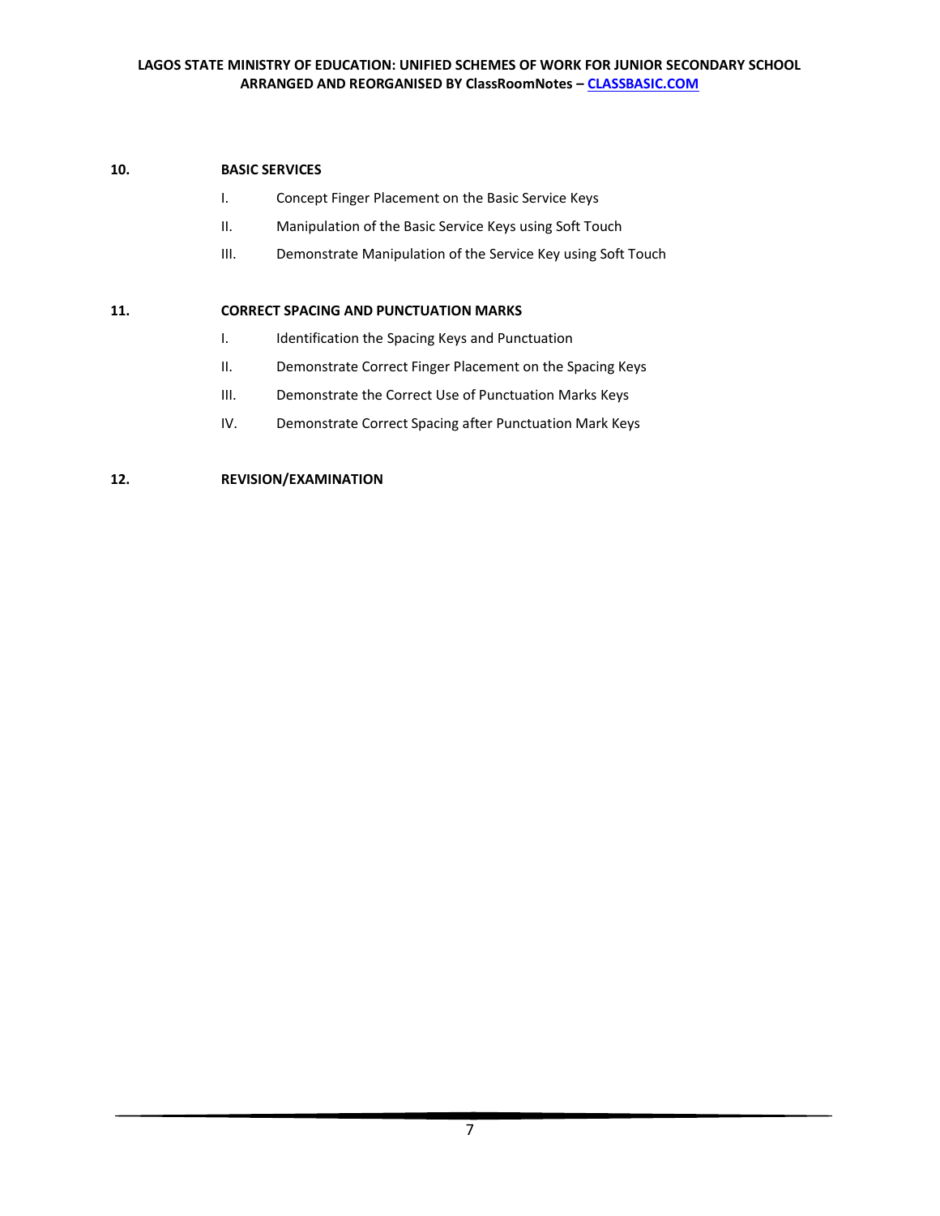**10. BASIC SERVICES**

- I. Concept Finger Placement on the Basic Service Keys
- II. Manipulation of the Basic Service Keys using Soft Touch
- III. Demonstrate Manipulation of the Service Key using Soft Touch

**11. CORRECT SPACING AND PUNCTUATION MARKS**

- I. Identification the Spacing Keys and Punctuation
- II. Demonstrate Correct Finger Placement on the Spacing Keys
- III. Demonstrate the Correct Use of Punctuation Marks Keys
- IV. Demonstrate Correct Spacing after Punctuation Mark Keys

**12. REVISION/EXAMINATION**